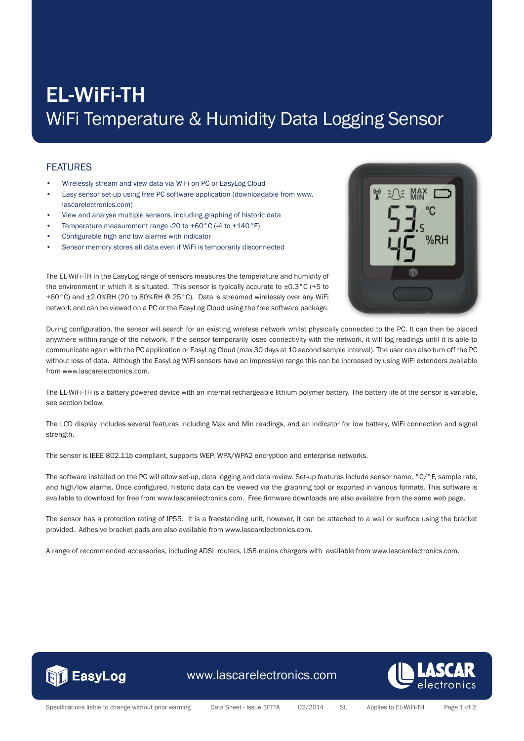# EL-WiFi-TH

## WiFi Temperature & Humidity Data Logging Sensor

### FEATURES

- Wirelessly stream and view data via WiFi on PC or EasyLog Cloud
- Easy sensor set-up using free PC software application (downloadable from www.lascarelectronics.com)
- View and analyse multiple sensors, including graphing of historic data
- Temperature measurement range -20 to +60°C (-4 to +140°F)
- Configurable high and low alarms with indicator
- Sensor memory stores all data even if WiFi is temporarily disconnected

The EL-WiFi-TH in the EasyLog range of sensors measures the temperature and humidity of the environment in which it is situated. This sensor is typically accurate to ±0.3°C (+5 to +60°C) and ±2.0%RH (20 to 80%RH @ 25°C). Data is streamed wirelessly over any WiFi network and can be viewed on a PC or the EasyLog Cloud using the free software package.

During configuration, the sensor will search for an existing wireless network whilst physically connected to the PC. It can then be placed anywhere within range of the network. If the sensor temporarily loses connectivity with the network, it will log readings until it is able to communicate again with the PC application or EasyLog Cloud (max 30 days at 10 second sample interval). The user can also turn off the PC without loss of data. Although the EasyLog WiFi sensors have an impressive range this can be increased by using WiFi extenders available from www.lascarelectronics.com.

The EL-WiFi-TH is a battery powered device with an internal rechargeable lithium polymer battery. The battery life of the sensor is variable, see section below.

The LCD display includes several features including Max and Min readings, and an indicator for low battery, WiFi connection and signal strength.

The sensor is IEEE 802.11b compliant, supports WEP, WPA/WPA2 encryption and enterprise networks.

The software installed on the PC will allow set-up, data logging and data review. Set-up features include sensor name, °C/°F, sample rate, and high/low alarms. Once configured, historic data can be viewed via the graphing tool or exported in various formats. This software is available to download for free from www.lascarelectronics.com. Free firmware downloads are also available from the same web page.

The sensor has a protection rating of IP55. It is a freestanding unit, however, it can be attached to a wall or surface using the bracket provided. Adhesive bracket pads are also available from www.lascarelectronics.com.

A range of recommended accessories, including ADSL routers, USB mains chargers with available from www.lascarelectronics.com.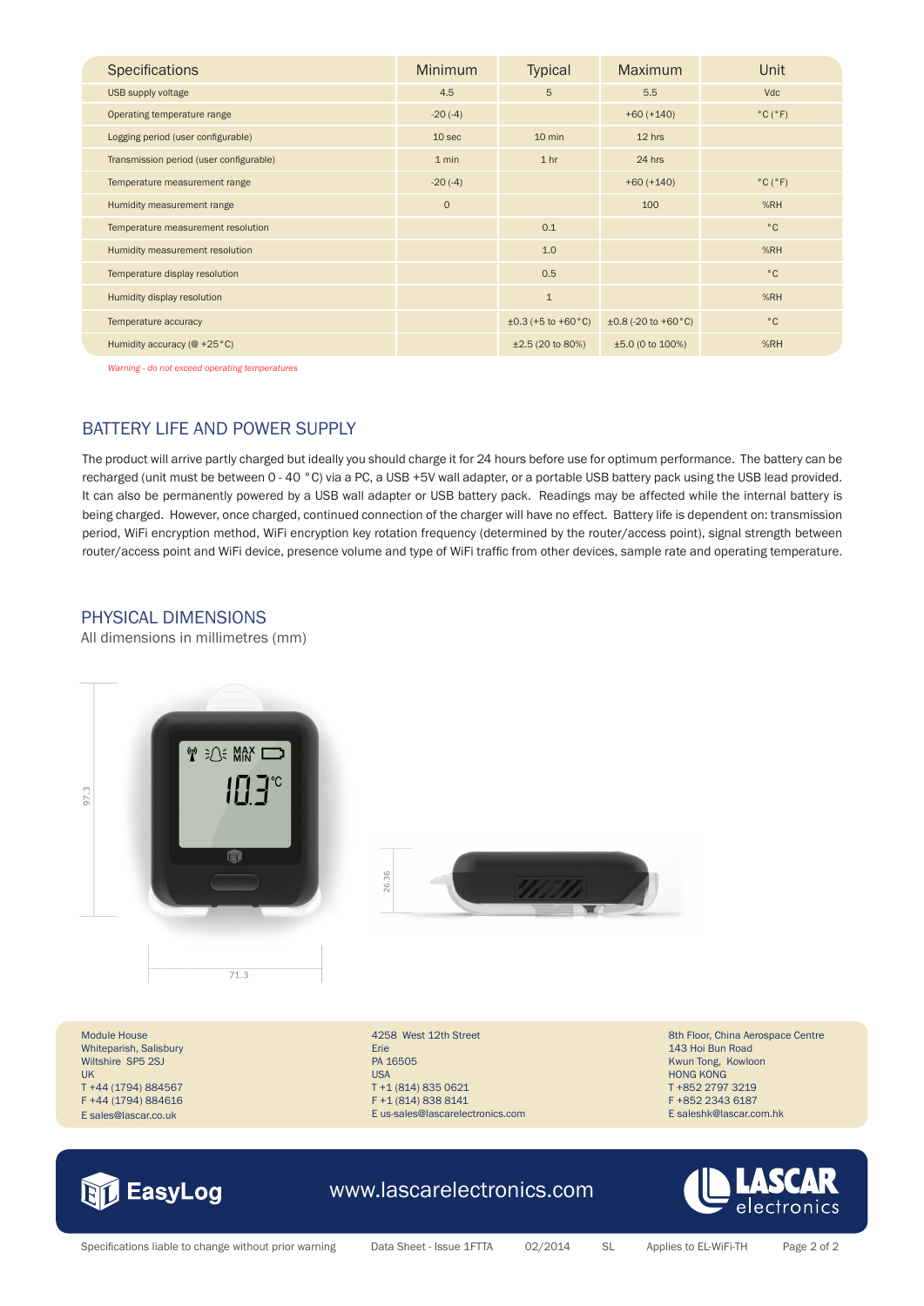| Specifications | Minimum | Typical | Maximum | Unit |
|---|---|---|---|---|
| USB supply voltage | 4.5 | 5 | 5.5 | Vdc |
| Operating temperature range | -20 (-4) | | +60 (+140) | °C (°F) |
| Logging period (user configurable) | 10 sec | 10 min | 12 hrs | |
| Transmission period (user configurable) | 1 min | 1 hr | 24 hrs | |
| Temperature measurement range | -20 (-4) | | +60 (+140) | °C (°F) |
| Humidity measurement range | 0 | | 100 | %RH |
| Temperature measurement resolution | | 0.1 | | °C |
| Humidity measurement resolution | | 1.0 | | %RH |
| Temperature display resolution | | 0.5 | | °C |
| Humidity display resolution | | 1 | | %RH |
| Temperature accuracy | | ±0.3 (+5 to +60°C) | ±0.8 (-20 to +60°C) | °C |
| Humidity accuracy (@ +25°C) | | ±2.5 (20 to 80%) | ±5.0 (0 to 100%) | %RH |

*Warning - do not exceed operating temperatures*

## BATTERY LIFE AND POWER SUPPLY

The product will arrive partly charged but ideally you should charge it for 24 hours before use for optimum performance. The battery can be recharged (unit must be between 0 - 40 °C) via a PC, a USB +5V wall adapter, or a portable USB battery pack using the USB lead provided. It can also be permanently powered by a USB wall adapter or USB battery pack. Readings may be affected while the internal battery is being charged. However, once charged, continued connection of the charger will have no effect. Battery life is dependent on: transmission period, WiFi encryption method, WiFi encryption key rotation frequency (determined by the router/access point), signal strength between router/access point and WiFi device, presence volume and type of WiFi traffic from other devices, sample rate and operating temperature.

## PHYSICAL DIMENSIONS

All dimensions in millimetres (mm)

97.3

71.3

26.36

Module House
Whiteparish, Salisbury
Wiltshire SP5 2SJ
UK
T +44 (1794) 884567
F +44 (1794) 884616
E sales@lascar.co.uk

4258 West 12th Street
Erie
PA 16505
USA
T +1 (814) 835 0621
F +1 (814) 838 8141
E us-sales@lascarelectronics.com

8th Floor, China Aerospace Centre
143 Hoi Bun Road
Kwun Tong, Kowloon
HONG KONG
T +852 2797 3219
F +852 2343 6187
E saleshk@lascar.com.hk

EasyLog www.lascarelectronics.com LASCAR electronics

Specifications liable to change without prior warning Data Sheet - Issue 1FTTA 02/2014 SL Applies to EL-WiFi-TH